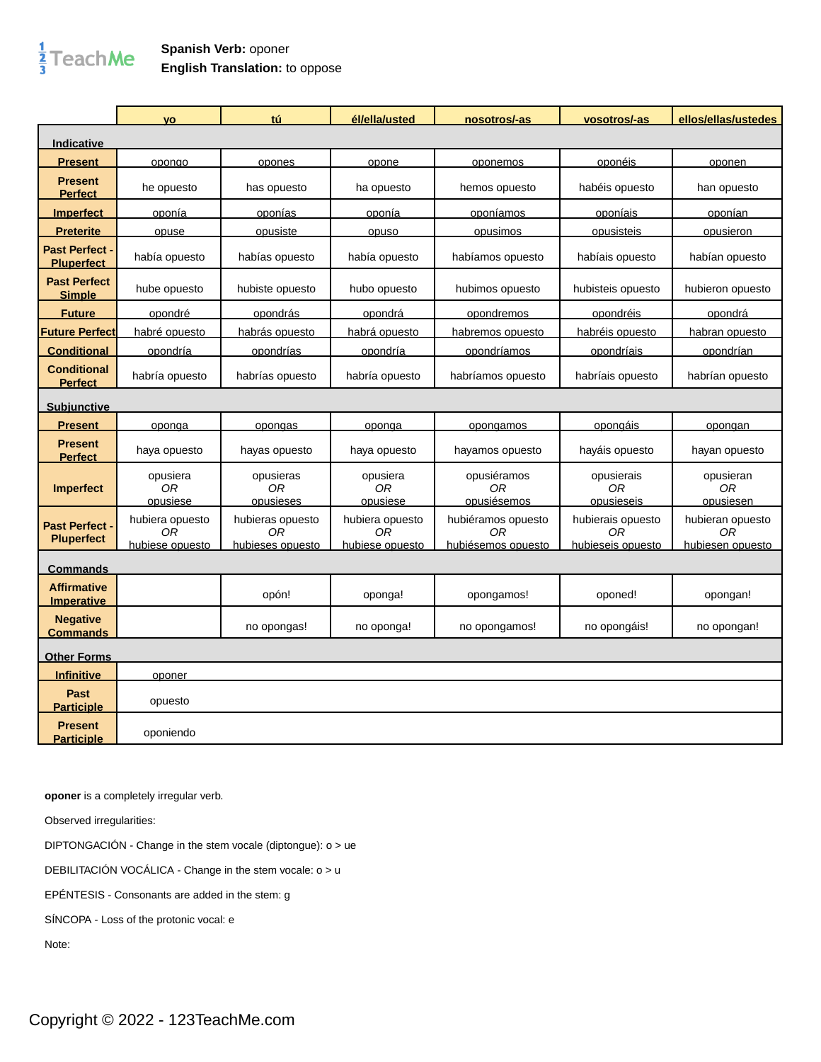**Spanish Verb:** oponer
**English Translation:** to oppose

| | yo | tú | él/ella/usted | nosotros/-as | vosotros/-as | ellos/ellas/ustedes |
|---|---|---|---|---|---|---|
| **Indicative** | | | | | | |
| **Present** | opongo | opones | opone | oponemos | oponéis | oponen |
| **Present Perfect** | he opuesto | has opuesto | ha opuesto | hemos opuesto | habéis opuesto | han opuesto |
| **Imperfect** | oponía | oponías | oponía | oponíamos | oponíais | oponían |
| **Preterite** | opuse | opusiste | opuso | opusimos | opusisteis | opusieron |
| **Past Perfect - Pluperfect** | había opuesto | habías opuesto | había opuesto | habíamos opuesto | habíais opuesto | habían opuesto |
| **Past Perfect Simple** | hube opuesto | hubiste opuesto | hubo opuesto | hubimos opuesto | hubisteis opuesto | hubieron opuesto |
| **Future** | opondré | opondrás | opondrá | opondremos | opondréis | opondrá |
| **Future Perfect** | habré opuesto | habrás opuesto | habrá opuesto | habremos opuesto | habréis opuesto | habran opuesto |
| **Conditional** | opondría | opondrías | opondría | opondríamos | opondríais | opondrían |
| **Conditional Perfect** | habría opuesto | habrías opuesto | habría opuesto | habríamos opuesto | habríais opuesto | habrían opuesto |
| **Subjunctive** | | | | | | |
| **Present** | oponga | opongas | oponga | opongamos | opongáis | opongan |
| **Present Perfect** | haya opuesto | hayas opuesto | haya opuesto | hayamos opuesto | hayáis opuesto | hayan opuesto |
| **Imperfect** | opusiera *OR* opusiese | opusieras *OR* opusieses | opusiera *OR* opusiese | opusiéramos *OR* opusiésemos | opusierais *OR* opusieseis | opusieran *OR* opusiesen |
| **Past Perfect - Pluperfect** | hubiera opuesto *OR* hubiese opuesto | hubieras opuesto *OR* hubieses opuesto | hubiera opuesto *OR* hubiese opuesto | hubiéramos opuesto *OR* hubiésemos opuesto | hubierais opuesto *OR* hubieseis opuesto | hubieran opuesto *OR* hubiesen opuesto |
| **Commands** | | | | | | |
| **Affirmative Imperative** | | opón! | oponga! | opongamos! | oponed! | opongan! |
| **Negative Commands** | | no opongas! | no oponga! | no opongamos! | no opongáis! | no opongan! |
| **Other Forms** | | | | | | |
| **Infinitive** | oponer | | | | | |
| **Past Participle** | opuesto | | | | | |
| **Present Participle** | oponiendo | | | | | |

**oponer** is a completely irregular verb.

Observed irregularities:

DIPTONGACIÓN - Change in the stem vocale (diptongue): o > ue

DEBILITACIÓN VOCÁLICA - Change in the stem vocale: o > u

EPÉNTESIS - Consonants are added in the stem: g

SÍNCOPA - Loss of the protonic vocal: e

Note:

Copyright © 2022 - 123TeachMe.com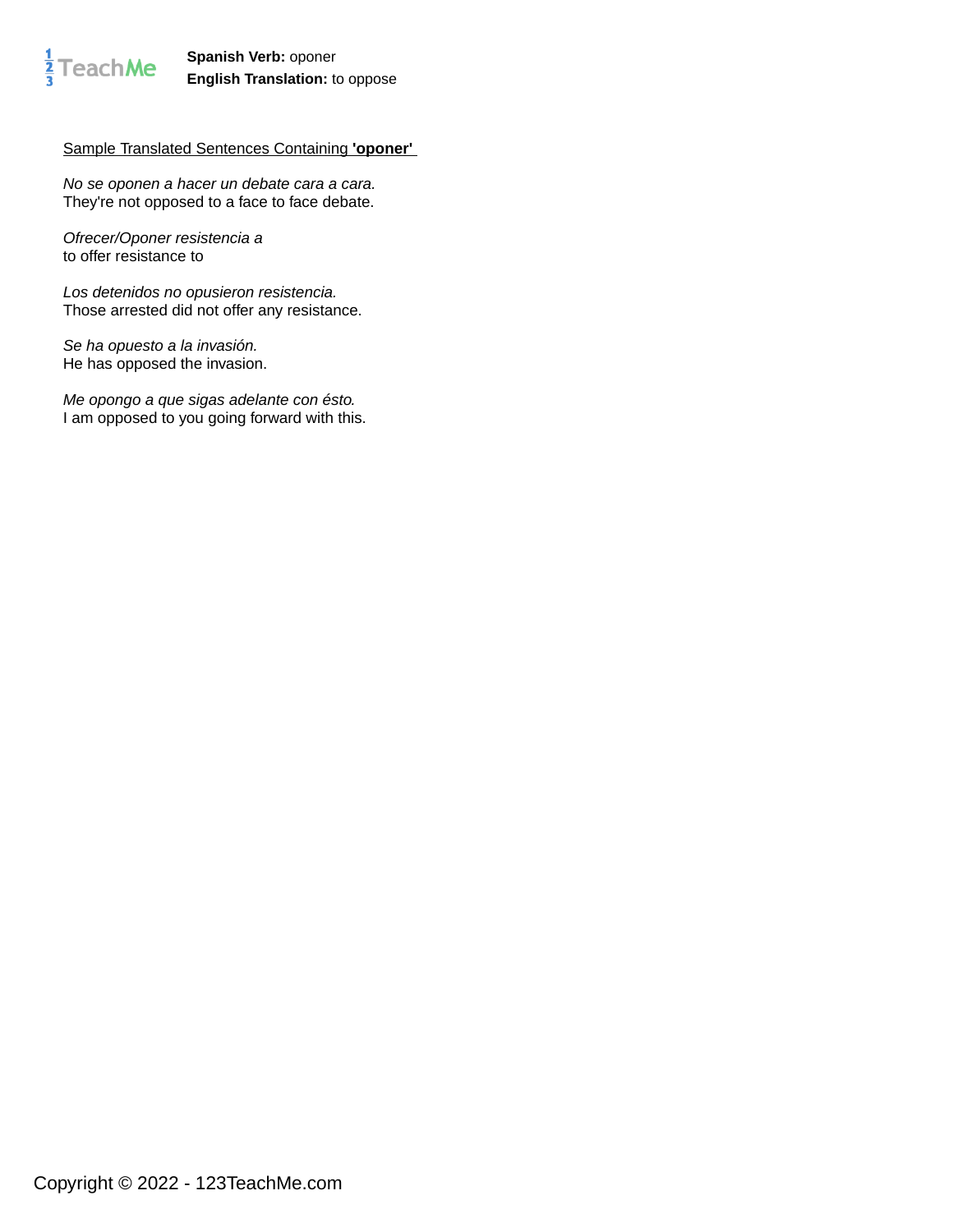**Spanish Verb:** oponer
**English Translation:** to oppose

Sample Translated Sentences Containing **'oponer'**

*No se oponen a hacer un debate cara a cara.*
They're not opposed to a face to face debate.

*Ofrecer/Oponer resistencia a*
to offer resistance to

*Los detenidos no opusieron resistencia.*
Those arrested did not offer any resistance.

*Se ha opuesto a la invasión.*
He has opposed the invasion.

*Me opongo a que sigas adelante con ésto.*
I am opposed to you going forward with this.